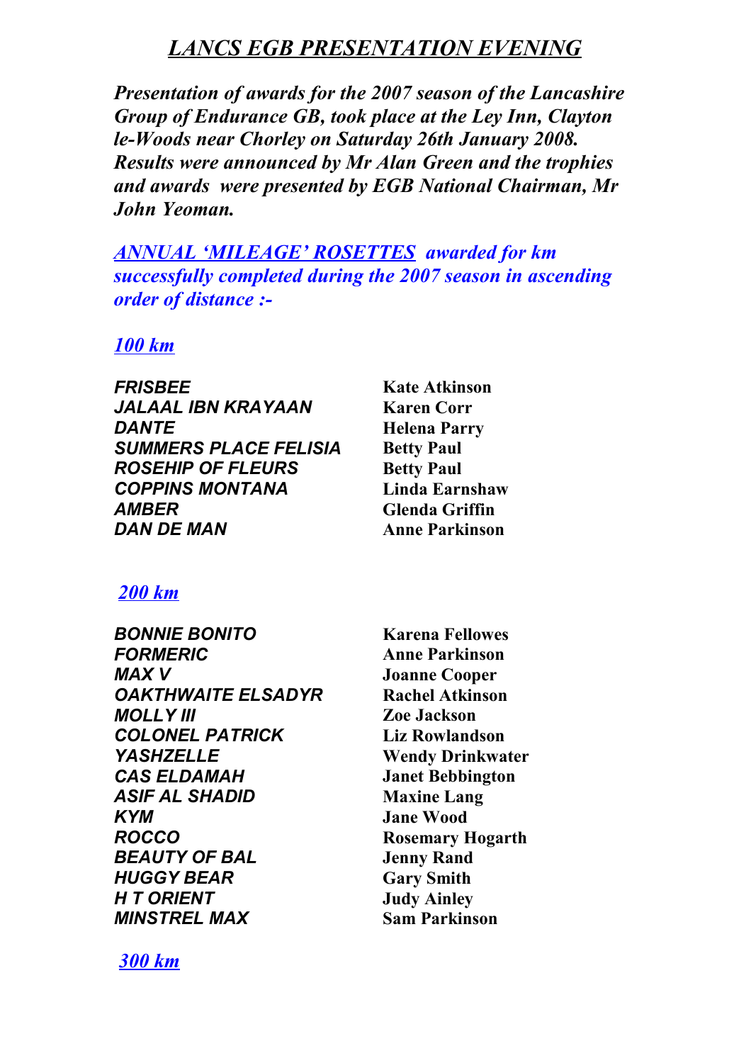# *LANCS EGB PRESENTATION EVENING*

***Presentation of awards for the 2007 season of the Lancashire Group of Endurance GB, took place at the Ley Inn, Clayton le-Woods near Chorley on Saturday 26th January 2008. Results were announced by Mr Alan Green and the trophies and awards were presented by EGB National Chairman, Mr John Yeoman.***

***ANNUAL 'MILEAGE' ROSETTES** awarded for km successfully completed during the 2007 season in ascending order of distance :-*

## *100 km*

| | |
|---|---|
| ***FRISBEE*** | **Kate Atkinson** |
| ***JALAAL IBN KRAYAAN*** | **Karen Corr** |
| ***DANTE*** | **Helena Parry** |
| ***SUMMERS PLACE FELISIA*** | **Betty Paul** |
| ***ROSEHIP OF FLEURS*** | **Betty Paul** |
| ***COPPINS MONTANA*** | **Linda Earnshaw** |
| ***AMBER*** | **Glenda Griffin** |
| ***DAN DE MAN*** | **Anne Parkinson** |

## *200 km*

| | |
|---|---|
| ***BONNIE BONITO*** | **Karena Fellowes** |
| ***FORMERIC*** | **Anne Parkinson** |
| ***MAX V*** | **Joanne Cooper** |
| ***OAKTHWAITE ELSADYR*** | **Rachel Atkinson** |
| ***MOLLY III*** | **Zoe Jackson** |
| ***COLONEL PATRICK*** | **Liz Rowlandson** |
| ***YASHZELLE*** | **Wendy Drinkwater** |
| ***CAS ELDAMAH*** | **Janet Bebbington** |
| ***ASIF AL SHADID*** | **Maxine Lang** |
| ***KYM*** | **Jane Wood** |
| ***ROCCO*** | **Rosemary Hogarth** |
| ***BEAUTY OF BAL*** | **Jenny Rand** |
| ***HUGGY BEAR*** | **Gary Smith** |
| ***H T ORIENT*** | **Judy Ainley** |
| ***MINSTREL MAX*** | **Sam Parkinson** |

## *300 km*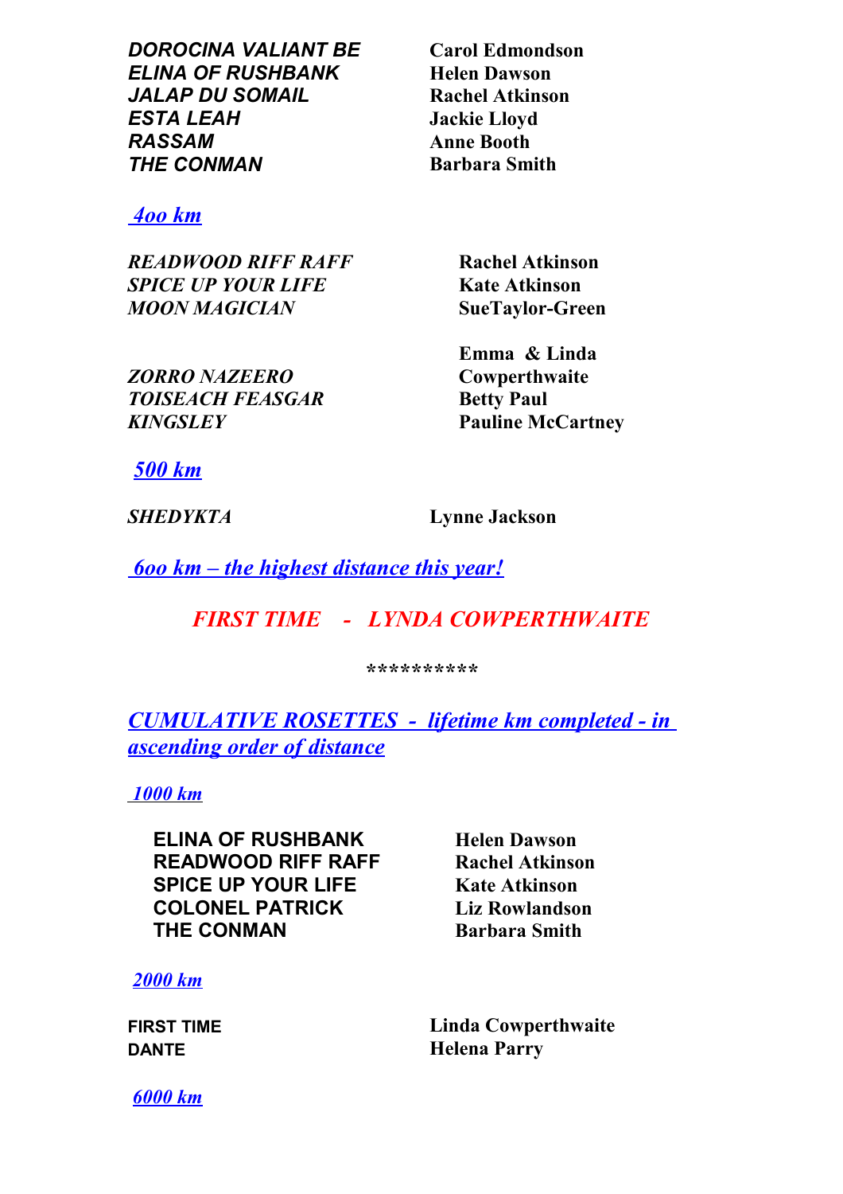| | |
|---|---|
| ***DOROCINA VALIANT BE*** | **Carol Edmondson** |
| ***ELINA OF RUSHBANK*** | **Helen Dawson** |
| ***JALAP DU SOMAIL*** | **Rachel Atkinson** |
| ***ESTA LEAH*** | **Jackie Lloyd** |
| ***RASSAM*** | **Anne Booth** |
| ***THE CONMAN*** | **Barbara Smith** |

## *4oo km*

| | |
|---|---|
| ***READWOOD RIFF RAFF*** | **Rachel Atkinson** |
| ***SPICE UP YOUR LIFE*** | **Kate Atkinson** |
| ***MOON MAGICIAN*** | **SueTaylor-Green** |
| ***ZORRO NAZEERO*** | **Emma & Linda Cowperthwaite** |
| ***TOISEACH FEASGAR*** | **Betty Paul** |
| ***KINGSLEY*** | **Pauline McCartney** |

## *500 km*

| | |
|---|---|
| ***SHEDYKTA*** | **Lynne Jackson** |

## *6oo km – the highest distance this year!*

***FIRST TIME - LYNDA COWPERTHWAITE***

**\*\*\*\*\*\*\*\*\*\***

## *CUMULATIVE ROSETTES - lifetime km completed - in ascending order of distance*

### *1000 km*

| | |
|---|---|
| **ELINA OF RUSHBANK** | **Helen Dawson** |
| **READWOOD RIFF RAFF** | **Rachel Atkinson** |
| **SPICE UP YOUR LIFE** | **Kate Atkinson** |
| **COLONEL PATRICK** | **Liz Rowlandson** |
| **THE CONMAN** | **Barbara Smith** |

### *2000 km*

| | |
|---|---|
| **FIRST TIME** | **Linda Cowperthwaite** |
| **DANTE** | **Helena Parry** |

### *6000 km*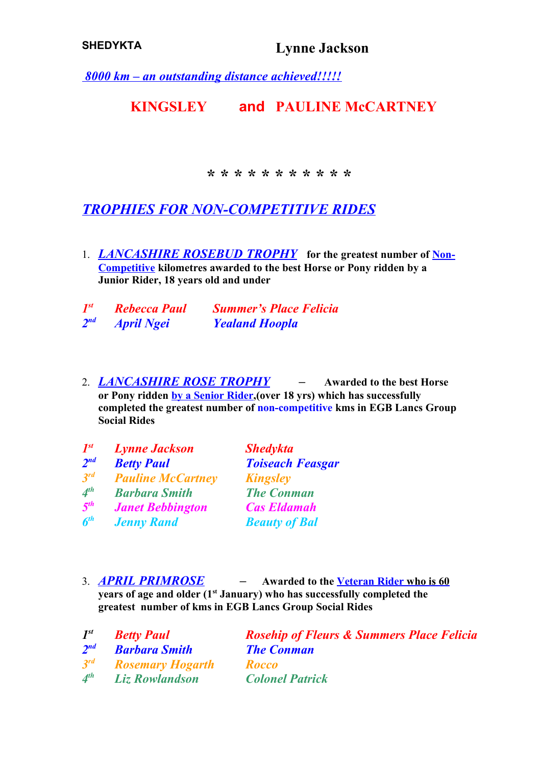**SHEDYKTA** **Lynne Jackson**

***8000 km – an outstanding distance achieved!!!!!***

## KINGSLEY and PAULINE McCARTNEY

\* \* \* \* \* \* \* \* \* \* \*

## *TROPHIES FOR NON-COMPETITIVE RIDES*

1. ***LANCASHIRE ROSEBUD TROPHY*** **for the greatest number of Non-Competitive kilometres awarded to the best Horse or Pony ridden by a Junior Rider, 18 years old and under**

| | | |
|---|---|---|
| ***1st*** | ***Rebecca Paul*** | ***Summer's Place Felicia*** |
| ***2nd*** | ***April Ngei*** | ***Yealand Hoopla*** |

2. ***LANCASHIRE ROSE TROPHY*** – **Awarded to the best Horse or Pony ridden by a Senior Rider,(over 18 yrs) which has successfully completed the greatest number of non-competitive kms in EGB Lancs Group Social Rides**

| | | |
|---|---|---|
| ***1st*** | ***Lynne Jackson*** | ***Shedykta*** |
| ***2nd*** | ***Betty Paul*** | ***Toiseach Feasgar*** |
| ***3rd*** | ***Pauline McCartney*** | ***Kingsley*** |
| ***4th*** | ***Barbara Smith*** | ***The Conman*** |
| ***5th*** | ***Janet Bebbington*** | ***Cas Eldamah*** |
| ***6th*** | ***Jenny Rand*** | ***Beauty of Bal*** |

3. ***APRIL PRIMROSE*** – **Awarded to the Veteran Rider who is 60 years of age and older (1st January) who has successfully completed the greatest number of kms in EGB Lancs Group Social Rides**

| | | |
|---|---|---|
| ***1st*** | ***Betty Paul*** | ***Rosehip of Fleurs & Summers Place Felicia*** |
| ***2nd*** | ***Barbara Smith*** | ***The Conman*** |
| ***3rd*** | ***Rosemary Hogarth*** | ***Rocco*** |
| ***4th*** | ***Liz Rowlandson*** | ***Colonel Patrick*** |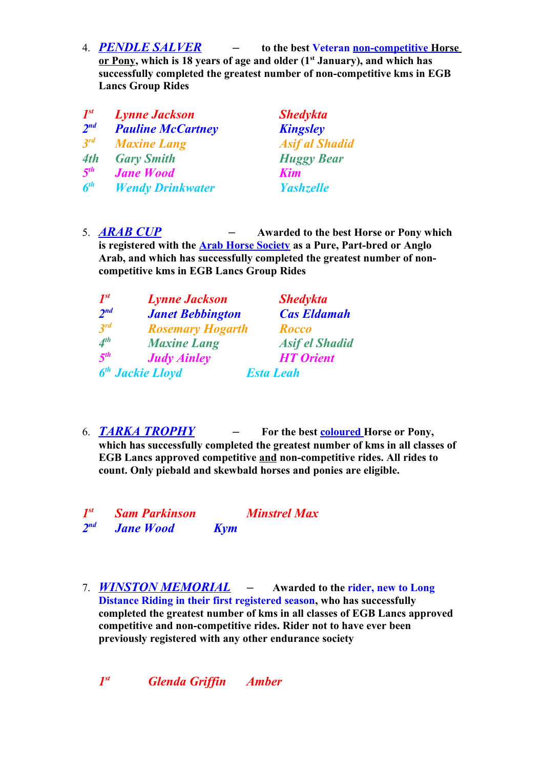4. ***PENDLE SALVER*** – **to the best Veteran non-competitive Horse or Pony, which is 18 years of age and older (1st January), and which has successfully completed the greatest number of non-competitive kms in EGB Lancs Group Rides**

| | | |
|---|---|---|
| *1st* | *Lynne Jackson* | *Shedykta* |
| *2nd* | *Pauline McCartney* | *Kingsley* |
| *3rd* | *Maxine Lang* | *Asif al Shadid* |
| *4th* | *Gary Smith* | *Huggy Bear* |
| *5th* | *Jane Wood* | *Kim* |
| *6th* | *Wendy Drinkwater* | *Yashzelle* |

5. ***ARAB CUP*** – **Awarded to the best Horse or Pony which is registered with the Arab Horse Society as a Pure, Part-bred or Anglo Arab, and which has successfully completed the greatest number of non-competitive kms in EGB Lancs Group Rides**

| | | |
|---|---|---|
| *1st* | *Lynne Jackson* | *Shedykta* |
| *2nd* | *Janet Bebbington* | *Cas Eldamah* |
| *3rd* | *Rosemary Hogarth* | *Rocco* |
| *4th* | *Maxine Lang* | *Asif el Shadid* |
| *5th* | *Judy Ainley* | *HT Orient* |
| *6th* | *Jackie Lloyd* | *Esta Leah* |

6. ***TARKA TROPHY*** – **For the best coloured Horse or Pony, which has successfully completed the greatest number of kms in all classes of EGB Lancs approved competitive and non-competitive rides. All rides to count. Only piebald and skewbald horses and ponies are eligible.**

| | | |
|---|---|---|
| *1st* | *Sam Parkinson* | *Minstrel Max* |
| *2nd* | *Jane Wood* | *Kym* |

7. ***WINSTON MEMORIAL*** – **Awarded to the rider, new to Long Distance Riding in their first registered season, who has successfully completed the greatest number of kms in all classes of EGB Lancs approved competitive and non-competitive rides. Rider not to have ever been previously registered with any other endurance society**

| | | |
|---|---|---|
| *1st* | *Glenda Griffin* | *Amber* |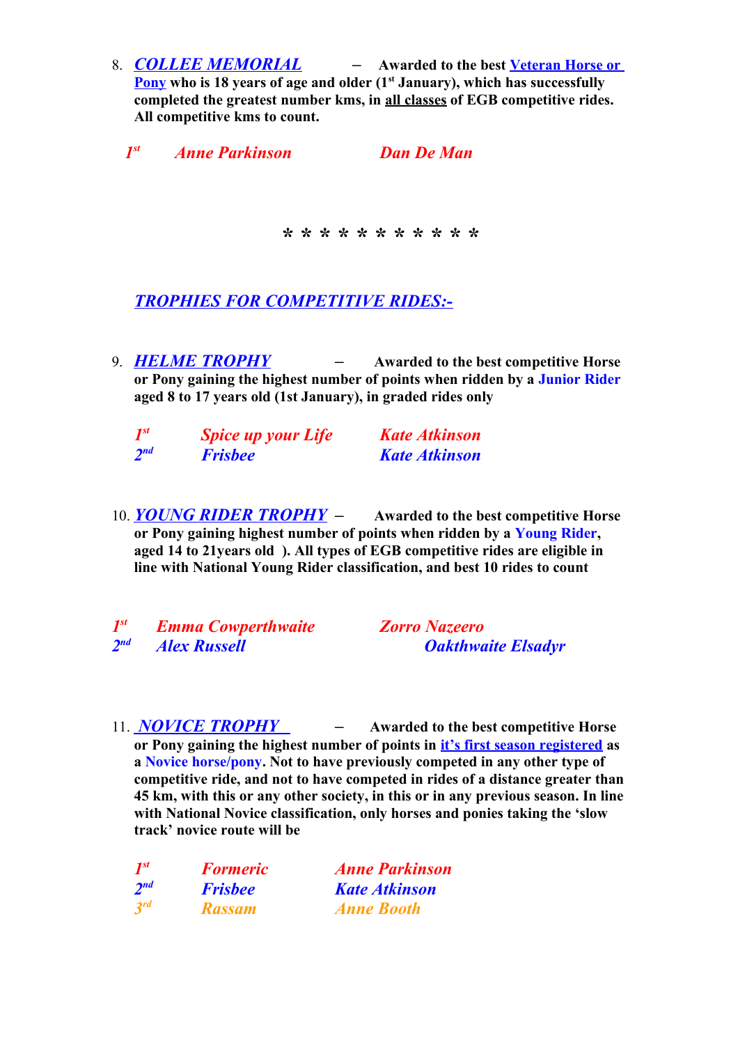8. ***COLLEE MEMORIAL*** – **Awarded to the best Veteran Horse or Pony who is 18 years of age and older (1st January), which has successfully completed the greatest number kms, in all classes of EGB competitive rides. All competitive kms to count.**

| | | |
|---|---|---|
| *1st* | *Anne Parkinson* | *Dan De Man* |

\* \* \* \* \* \* \* \* \* \* \*

## *TROPHIES FOR COMPETITIVE RIDES:-*

9. ***HELME TROPHY*** – **Awarded to the best competitive Horse or Pony gaining the highest number of points when ridden by a Junior Rider aged 8 to 17 years old (1st January), in graded rides only**

| | | |
|---|---|---|
| *1st* | *Spice up your Life* | *Kate Atkinson* |
| *2nd* | *Frisbee* | *Kate Atkinson* |

10. ***YOUNG RIDER TROPHY*** – **Awarded to the best competitive Horse or Pony gaining highest number of points when ridden by a Young Rider, aged 14 to 21years old ). All types of EGB competitive rides are eligible in line with National Young Rider classification, and best 10 rides to count**

| | | |
|---|---|---|
| *1st* | *Emma Cowperthwaite* | *Zorro Nazeero* |
| *2nd* | *Alex Russell* | *Oakthwaite Elsadyr* |

11. ***NOVICE TROPHY*** – **Awarded to the best competitive Horse or Pony gaining the highest number of points in it's first season registered as a Novice horse/pony. Not to have previously competed in any other type of competitive ride, and not to have competed in rides of a distance greater than 45 km, with this or any other society, in this or in any previous season. In line with National Novice classification, only horses and ponies taking the 'slow track' novice route will be**

| | | |
|---|---|---|
| *1st* | *Formeric* | *Anne Parkinson* |
| *2nd* | *Frisbee* | *Kate Atkinson* |
| *3rd* | *Rassam* | *Anne Booth* |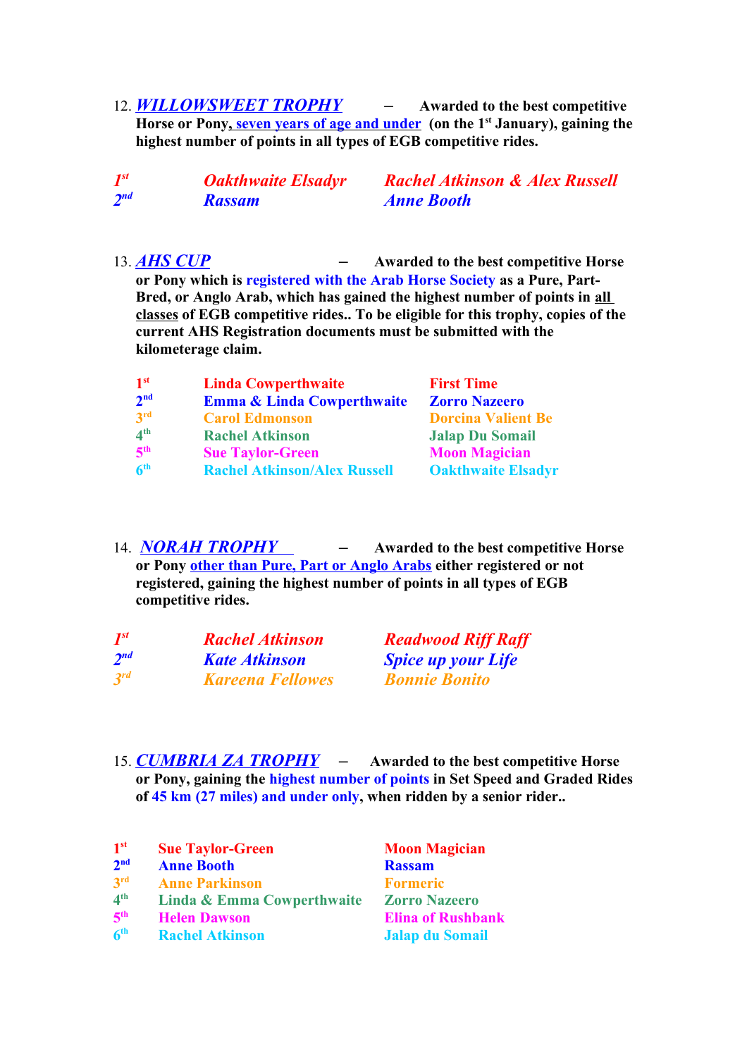12. ***WILLOWSWEET TROPHY*** – **Awarded to the best competitive Horse or Pony, seven years of age and under (on the 1st January), gaining the highest number of points in all types of EGB competitive rides.**

| | | |
|---|---|---|
| ***1st*** | ***Oakthwaite Elsadyr*** | ***Rachel Atkinson & Alex Russell*** |
| ***2nd*** | ***Rassam*** | ***Anne Booth*** |

13. ***AHS CUP*** – **Awarded to the best competitive Horse or Pony which is registered with the Arab Horse Society as a Pure, Part-Bred, or Anglo Arab, which has gained the highest number of points in all classes of EGB competitive rides.. To be eligible for this trophy, copies of the current AHS Registration documents must be submitted with the kilometerage claim.**

| | | |
|---|---|---|
| **1st** | **Linda Cowperthwaite** | **First Time** |
| **2nd** | **Emma & Linda Cowperthwaite** | **Zorro Nazeero** |
| **3rd** | **Carol Edmonson** | **Dorcina Valient Be** |
| **4th** | **Rachel Atkinson** | **Jalap Du Somail** |
| **5th** | **Sue Taylor-Green** | **Moon Magician** |
| **6th** | **Rachel Atkinson/Alex Russell** | **Oakthwaite Elsadyr** |

14. ***NORAH TROPHY*** – **Awarded to the best competitive Horse or Pony other than Pure, Part or Anglo Arabs either registered or not registered, gaining the highest number of points in all types of EGB competitive rides.**

| | | |
|---|---|---|
| ***1st*** | ***Rachel Atkinson*** | ***Readwood Riff Raff*** |
| ***2nd*** | ***Kate Atkinson*** | ***Spice up your Life*** |
| ***3rd*** | ***Kareena Fellowes*** | ***Bonnie Bonito*** |

15. ***CUMBRIA ZA TROPHY*** – **Awarded to the best competitive Horse or Pony, gaining the highest number of points in Set Speed and Graded Rides of 45 km (27 miles) and under only, when ridden by a senior rider..**

| | | |
|---|---|---|
| **1st** | **Sue Taylor-Green** | **Moon Magician** |
| **2nd** | **Anne Booth** | **Rassam** |
| **3rd** | **Anne Parkinson** | **Formeric** |
| **4th** | **Linda & Emma Cowperthwaite** | **Zorro Nazeero** |
| **5th** | **Helen Dawson** | **Elina of Rushbank** |
| **6th** | **Rachel Atkinson** | **Jalap du Somail** |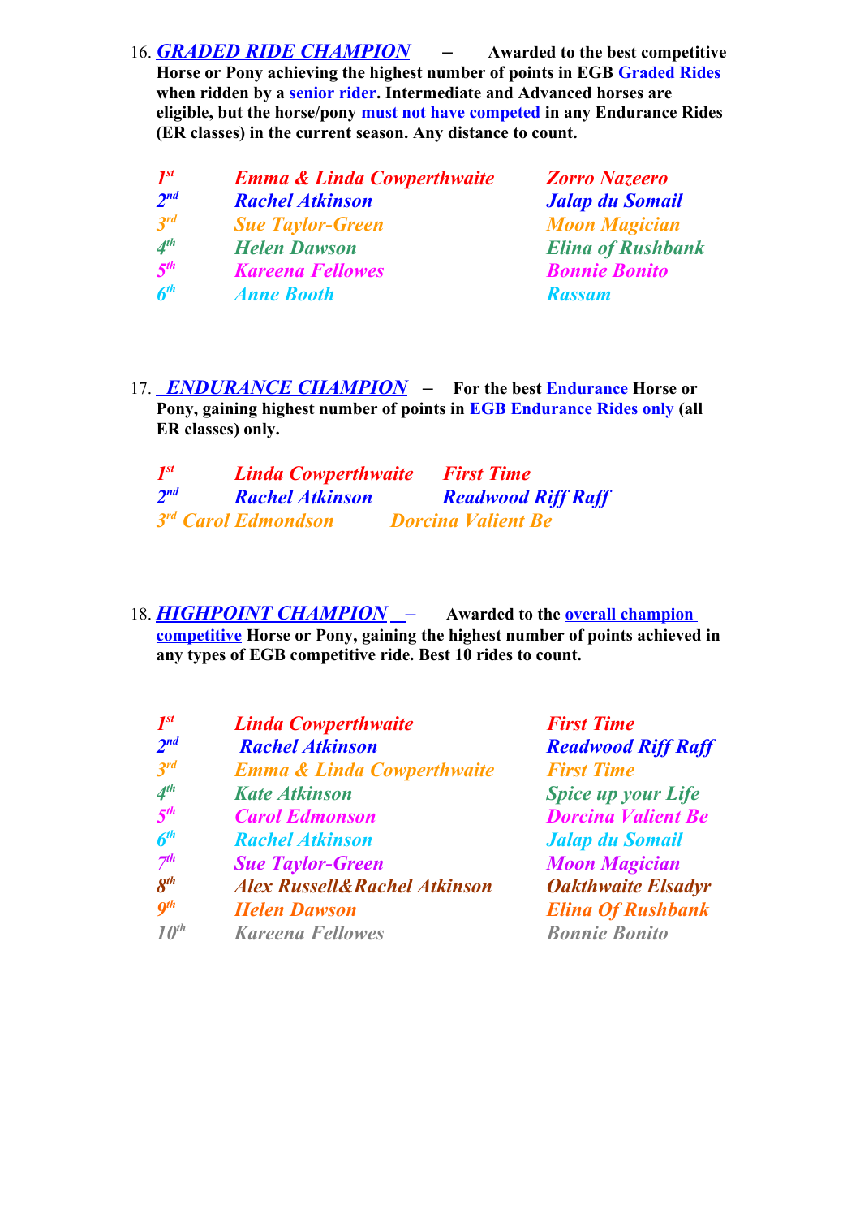16. ***GRADED RIDE CHAMPION*** – **Awarded to the best competitive Horse or Pony achieving the highest number of points in EGB Graded Rides when ridden by a senior rider. Intermediate and Advanced horses are eligible, but the horse/pony must not have competed in any Endurance Rides (ER classes) in the current season. Any distance to count.**

| | | |
|---|---|---|
| ***1st*** | ***Emma & Linda Cowperthwaite*** | ***Zorro Nazeero*** |
| ***2nd*** | ***Rachel Atkinson*** | ***Jalap du Somail*** |
| ***3rd*** | ***Sue Taylor-Green*** | ***Moon Magician*** |
| ***4th*** | ***Helen Dawson*** | ***Elina of Rushbank*** |
| ***5th*** | ***Kareena Fellowes*** | ***Bonnie Bonito*** |
| ***6th*** | ***Anne Booth*** | ***Rassam*** |

17. ***ENDURANCE CHAMPION*** – **For the best Endurance Horse or Pony, gaining highest number of points in EGB Endurance Rides only (all ER classes) only.**

| | | |
|---|---|---|
| ***1st*** | ***Linda Cowperthwaite*** | ***First Time*** |
| ***2nd*** | ***Rachel Atkinson*** | ***Readwood Riff Raff*** |
| ***3rd*** | ***Carol Edmondson*** | ***Dorcina Valient Be*** |

18. ***HIGHPOINT CHAMPION*** – **Awarded to the overall champion competitive Horse or Pony, gaining the highest number of points achieved in any types of EGB competitive ride. Best 10 rides to count.**

| | | |
|---|---|---|
| ***1st*** | ***Linda Cowperthwaite*** | ***First Time*** |
| ***2nd*** | ***Rachel Atkinson*** | ***Readwood Riff Raff*** |
| ***3rd*** | ***Emma & Linda Cowperthwaite*** | ***First Time*** |
| ***4th*** | ***Kate Atkinson*** | ***Spice up your Life*** |
| ***5th*** | ***Carol Edmonson*** | ***Dorcina Valient Be*** |
| ***6th*** | ***Rachel Atkinson*** | ***Jalap du Somail*** |
| ***7th*** | ***Sue Taylor-Green*** | ***Moon Magician*** |
| ***8th*** | ***Alex Russell&Rachel Atkinson*** | ***Oakthwaite Elsadyr*** |
| ***9th*** | ***Helen Dawson*** | ***Elina Of Rushbank*** |
| ***10th*** | ***Kareena Fellowes*** | ***Bonnie Bonito*** |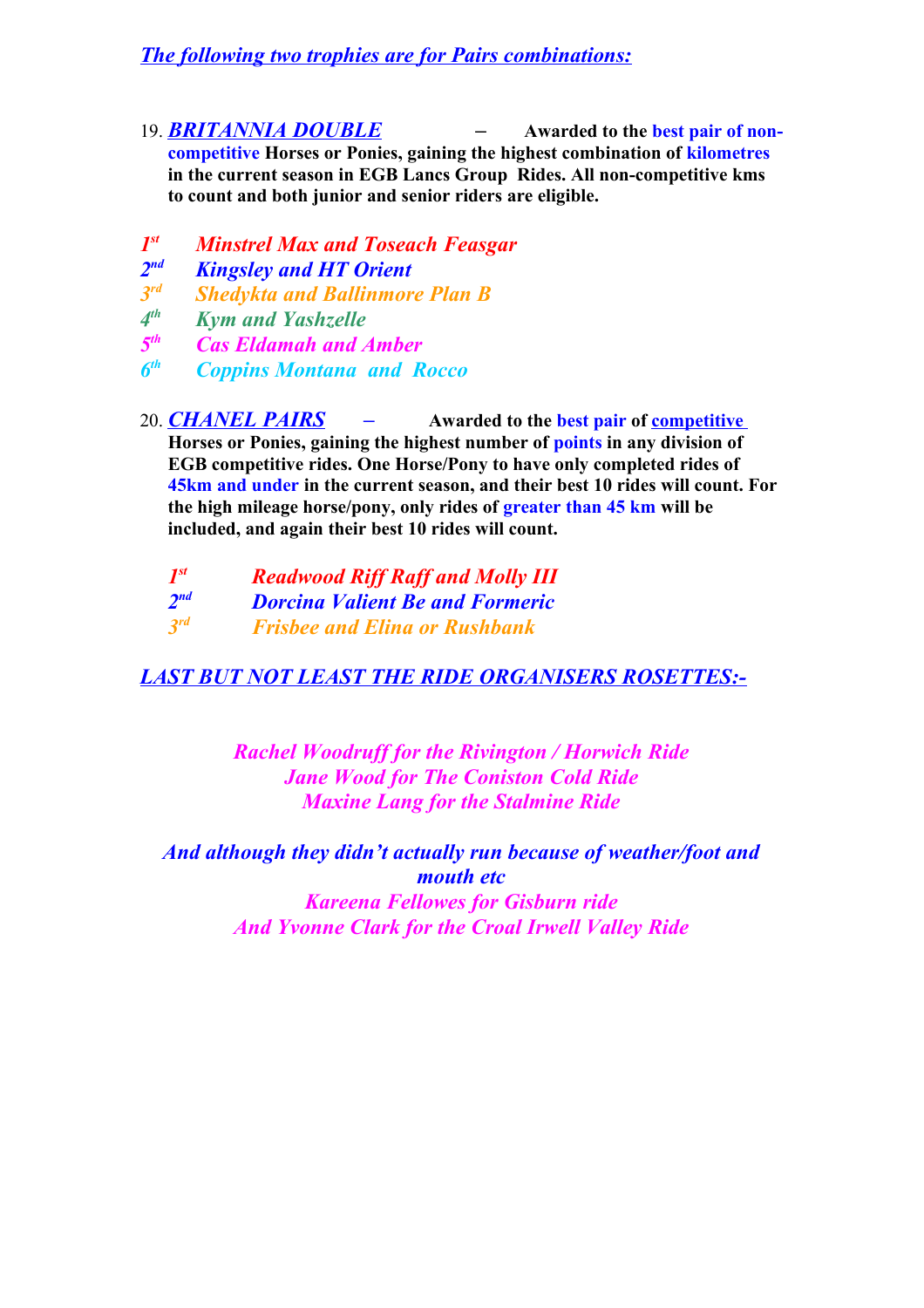***The following two trophies are for Pairs combinations:***

19. ***BRITANNIA DOUBLE*** – **Awarded to the best pair of non-competitive Horses or Ponies, gaining the highest combination of kilometres in the current season in EGB Lancs Group Rides. All non-competitive kms to count and both junior and senior riders are eligible.**

***1st Minstrel Max and Toseach Feasgar***
***2nd Kingsley and HT Orient***
***3rd Shedykta and Ballinmore Plan B***
***4th Kym and Yashzelle***
***5th Cas Eldamah and Amber***
***6th Coppins Montana and Rocco***

20. ***CHANEL PAIRS*** – **Awarded to the best pair of competitive Horses or Ponies, gaining the highest number of points in any division of EGB competitive rides. One Horse/Pony to have only completed rides of 45km and under in the current season, and their best 10 rides will count. For the high mileage horse/pony, only rides of greater than 45 km will be included, and again their best 10 rides will count.**

***1st Readwood Riff Raff and Molly III***
***2nd Dorcina Valient Be and Formeric***
***3rd Frisbee and Elina or Rushbank***

***LAST BUT NOT LEAST THE RIDE ORGANISERS ROSETTES:-***

***Rachel Woodruff for the Rivington / Horwich Ride***
***Jane Wood for The Coniston Cold Ride***
***Maxine Lang for the Stalmine Ride***

***And although they didn't actually run because of weather/foot and mouth etc***
***Kareena Fellowes for Gisburn ride***
***And Yvonne Clark for the Croal Irwell Valley Ride***